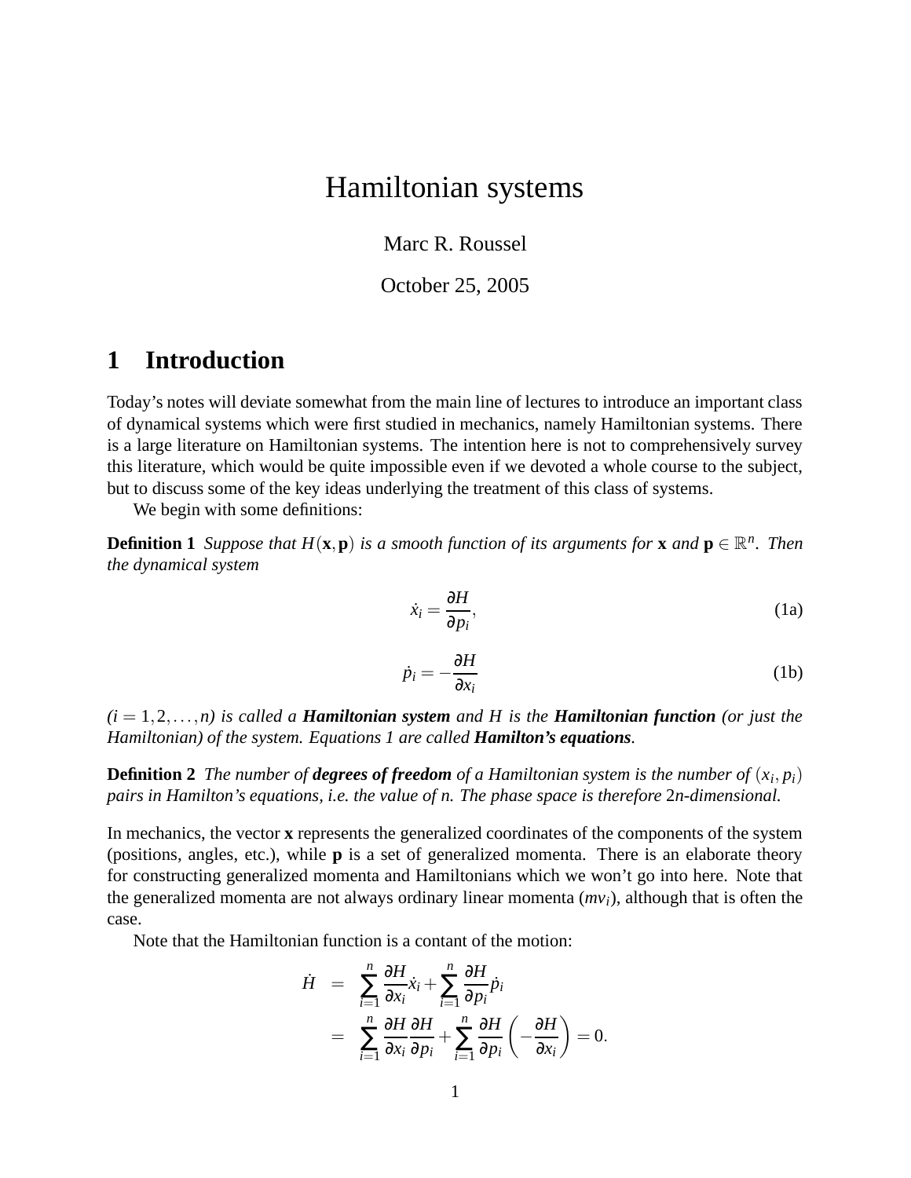# Hamiltonian systems

Marc R. Roussel

October 25, 2005

## 1 Introduction

Today's notes will deviate somewhat from the main line of lectures to introduce an important class of dynamical systems which were first studied in mechanics, namely Hamiltonian systems. There is a large literature on Hamiltonian systems. The intention here is not to comprehensively survey this literature, which would be quite impossible even if we devoted a whole course to the subject, but to discuss some of the key ideas underlying the treatment of this class of systems.

We begin with some definitions:

**Definition 1** *Suppose that $H(\mathbf{x},\mathbf{p})$ is a smooth function of its arguments for $\mathbf{x}$ and $\mathbf{p} \in \mathbb{R}^n$. Then the dynamical system*

$$\dot{x}_i = \frac{\partial H}{\partial p_i}, \tag{1a}$$

$$\dot{p}_i = -\frac{\partial H}{\partial x_i} \tag{1b}$$

*($i = 1, 2, \ldots, n$) is called a **Hamiltonian system** and $H$ is the **Hamiltonian function** (or just the Hamiltonian) of the system. Equations 1 are called **Hamilton's equations**.*

**Definition 2** *The number of **degrees of freedom** of a Hamiltonian system is the number of $(x_i, p_i)$ pairs in Hamilton's equations, i.e. the value of $n$. The phase space is therefore $2n$-dimensional.*

In mechanics, the vector $\mathbf{x}$ represents the generalized coordinates of the components of the system (positions, angles, etc.), while $\mathbf{p}$ is a set of generalized momenta. There is an elaborate theory for constructing generalized momenta and Hamiltonians which we won't go into here. Note that the generalized momenta are not always ordinary linear momenta ($mv_i$), although that is often the case.

Note that the Hamiltonian function is a contant of the motion:

$$\begin{aligned}
\dot{H} &= \sum_{i=1}^{n} \frac{\partial H}{\partial x_i}\dot{x}_i + \sum_{i=1}^{n} \frac{\partial H}{\partial p_i}\dot{p}_i \\
&= \sum_{i=1}^{n} \frac{\partial H}{\partial x_i}\frac{\partial H}{\partial p_i} + \sum_{i=1}^{n} \frac{\partial H}{\partial p_i}\left(-\frac{\partial H}{\partial x_i}\right) = 0.
\end{aligned}$$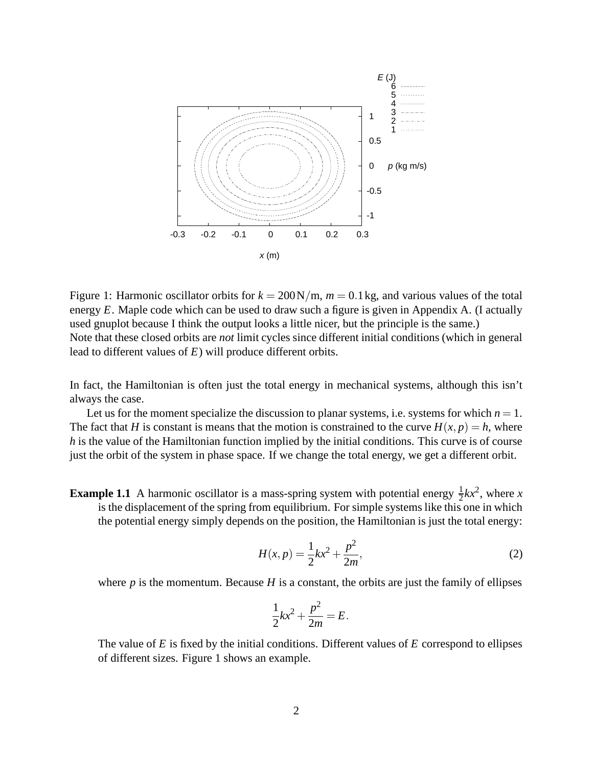Figure 1: Harmonic oscillator orbits for $k = 200\,\text{N/m}$, $m = 0.1\,\text{kg}$, and various values of the total energy $E$. Maple code which can be used to draw such a figure is given in Appendix A. (I actually used gnuplot because I think the output looks a little nicer, but the principle is the same.)
Note that these closed orbits are *not* limit cycles since different initial conditions (which in general lead to different values of $E$) will produce different orbits.

In fact, the Hamiltonian is often just the total energy in mechanical systems, although this isn't always the case.

Let us for the moment specialize the discussion to planar systems, i.e. systems for which $n = 1$. The fact that $H$ is constant is means that the motion is constrained to the curve $H(x, p) = h$, where $h$ is the value of the Hamiltonian function implied by the initial conditions. This curve is of course just the orbit of the system in phase space. If we change the total energy, we get a different orbit.

**Example 1.1** A harmonic oscillator is a mass-spring system with potential energy $\frac{1}{2}kx^2$, where $x$ is the displacement of the spring from equilibrium. For simple systems like this one in which the potential energy simply depends on the position, the Hamiltonian is just the total energy:

$$H(x, p) = \frac{1}{2}kx^2 + \frac{p^2}{2m}, \tag{2}$$

where $p$ is the momentum. Because $H$ is a constant, the orbits are just the family of ellipses

$$\frac{1}{2}kx^2 + \frac{p^2}{2m} = E.$$

The value of $E$ is fixed by the initial conditions. Different values of $E$ correspond to ellipses of different sizes. Figure 1 shows an example.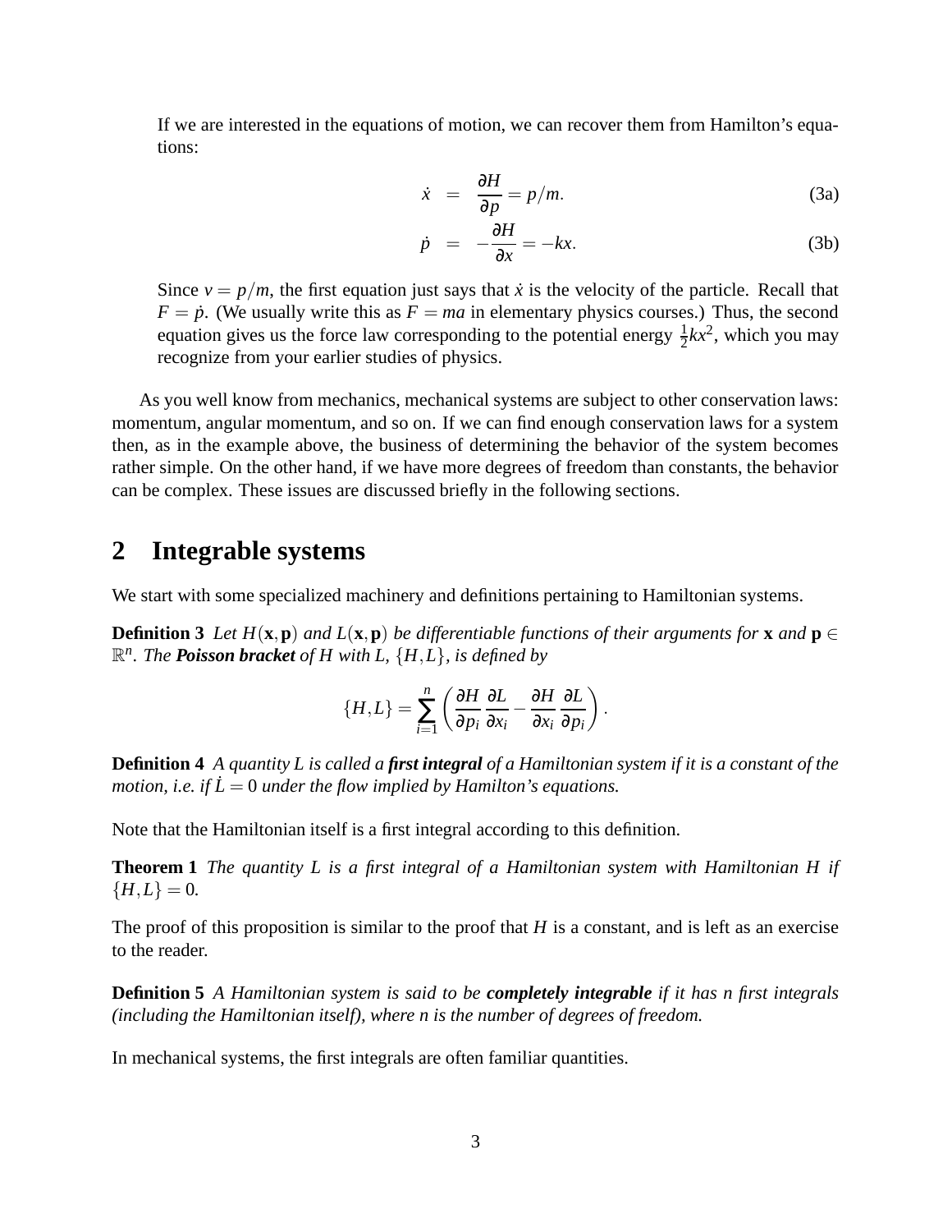If we are interested in the equations of motion, we can recover them from Hamilton's equations:

$$\dot{x} = \frac{\partial H}{\partial p} = p/m. \tag{3a}$$

$$\dot{p} = -\frac{\partial H}{\partial x} = -kx. \tag{3b}$$

Since $v = p/m$, the first equation just says that $\dot{x}$ is the velocity of the particle. Recall that $F = \dot{p}$. (We usually write this as $F = ma$ in elementary physics courses.) Thus, the second equation gives us the force law corresponding to the potential energy $\frac{1}{2}kx^2$, which you may recognize from your earlier studies of physics.

As you well know from mechanics, mechanical systems are subject to other conservation laws: momentum, angular momentum, and so on. If we can find enough conservation laws for a system then, as in the example above, the business of determining the behavior of the system becomes rather simple. On the other hand, if we have more degrees of freedom than constants, the behavior can be complex. These issues are discussed briefly in the following sections.

## 2 Integrable systems

We start with some specialized machinery and definitions pertaining to Hamiltonian systems.

**Definition 3** *Let $H(\mathbf{x},\mathbf{p})$ and $L(\mathbf{x},\mathbf{p})$ be differentiable functions of their arguments for $\mathbf{x}$ and $\mathbf{p} \in \mathbb{R}^n$. The **Poisson bracket** of H with L, $\{H,L\}$, is defined by*

$$\{H,L\} = \sum_{i=1}^{n} \left( \frac{\partial H}{\partial p_i} \frac{\partial L}{\partial x_i} - \frac{\partial H}{\partial x_i} \frac{\partial L}{\partial p_i} \right).$$

**Definition 4** *A quantity L is called a **first integral** of a Hamiltonian system if it is a constant of the motion, i.e. if $\dot{L} = 0$ under the flow implied by Hamilton's equations.*

Note that the Hamiltonian itself is a first integral according to this definition.

**Theorem 1** *The quantity L is a first integral of a Hamiltonian system with Hamiltonian H if $\{H,L\} = 0$.*

The proof of this proposition is similar to the proof that $H$ is a constant, and is left as an exercise to the reader.

**Definition 5** *A Hamiltonian system is said to be **completely integrable** if it has n first integrals (including the Hamiltonian itself), where n is the number of degrees of freedom.*

In mechanical systems, the first integrals are often familiar quantities.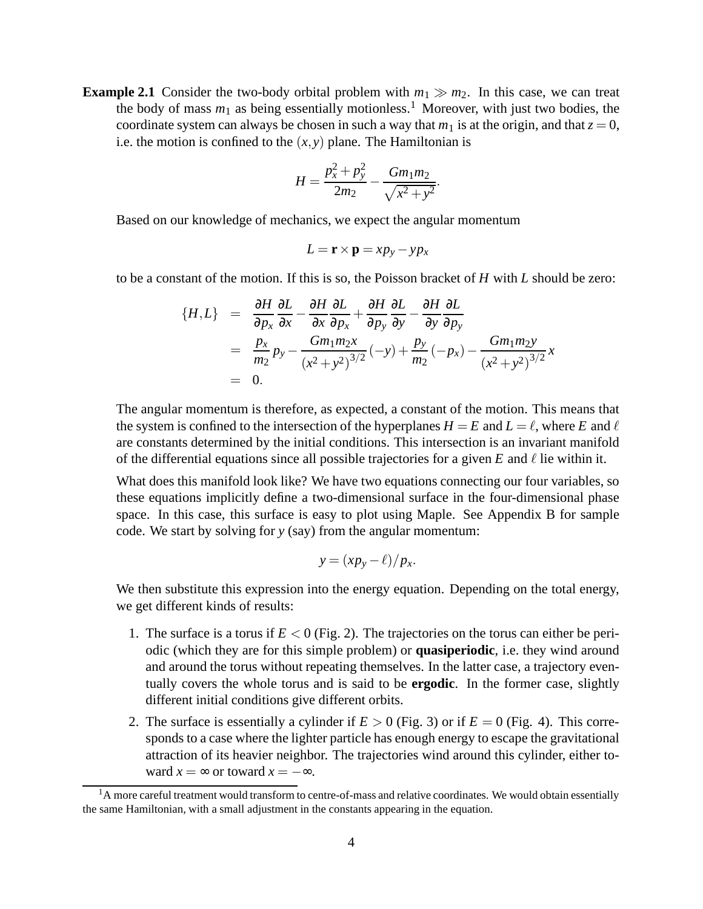**Example 2.1** Consider the two-body orbital problem with $m_1 \gg m_2$. In this case, we can treat the body of mass $m_1$ as being essentially motionless.[1] Moreover, with just two bodies, the coordinate system can always be chosen in such a way that $m_1$ is at the origin, and that $z = 0$, i.e. the motion is confined to the $(x, y)$ plane. The Hamiltonian is

$$H = \frac{p_x^2 + p_y^2}{2m_2} - \frac{Gm_1 m_2}{\sqrt{x^2 + y^2}}.$$

Based on our knowledge of mechanics, we expect the angular momentum

$$L = \mathbf{r} \times \mathbf{p} = xp_y - yp_x$$

to be a constant of the motion. If this is so, the Poisson bracket of $H$ with $L$ should be zero:

$$\begin{aligned}
\{H, L\} &= \frac{\partial H}{\partial p_x}\frac{\partial L}{\partial x} - \frac{\partial H}{\partial x}\frac{\partial L}{\partial p_x} + \frac{\partial H}{\partial p_y}\frac{\partial L}{\partial y} - \frac{\partial H}{\partial y}\frac{\partial L}{\partial p_y} \\
&= \frac{p_x}{m_2} p_y - \frac{Gm_1 m_2 x}{(x^2 + y^2)^{3/2}}(-y) + \frac{p_y}{m_2}(-p_x) - \frac{Gm_1 m_2 y}{(x^2 + y^2)^{3/2}} x \\
&= 0.
\end{aligned}$$

The angular momentum is therefore, as expected, a constant of the motion. This means that the system is confined to the intersection of the hyperplanes $H = E$ and $L = \ell$, where $E$ and $\ell$ are constants determined by the initial conditions. This intersection is an invariant manifold of the differential equations since all possible trajectories for a given $E$ and $\ell$ lie within it.

What does this manifold look like? We have two equations connecting our four variables, so these equations implicitly define a two-dimensional surface in the four-dimensional phase space. In this case, this surface is easy to plot using Maple. See Appendix B for sample code. We start by solving for $y$ (say) from the angular momentum:

$$y = (xp_y - \ell)/p_x.$$

We then substitute this expression into the energy equation. Depending on the total energy, we get different kinds of results:

1. The surface is a torus if $E < 0$ (Fig. 2). The trajectories on the torus can either be periodic (which they are for this simple problem) or **quasiperiodic**, i.e. they wind around and around the torus without repeating themselves. In the latter case, a trajectory eventually covers the whole torus and is said to be **ergodic**. In the former case, slightly different initial conditions give different orbits.
2. The surface is essentially a cylinder if $E > 0$ (Fig. 3) or if $E = 0$ (Fig. 4). This corresponds to a case where the lighter particle has enough energy to escape the gravitational attraction of its heavier neighbor. The trajectories wind around this cylinder, either toward $x = \infty$ or toward $x = -\infty$.

[1] A more careful treatment would transform to centre-of-mass and relative coordinates. We would obtain essentially the same Hamiltonian, with a small adjustment in the constants appearing in the equation.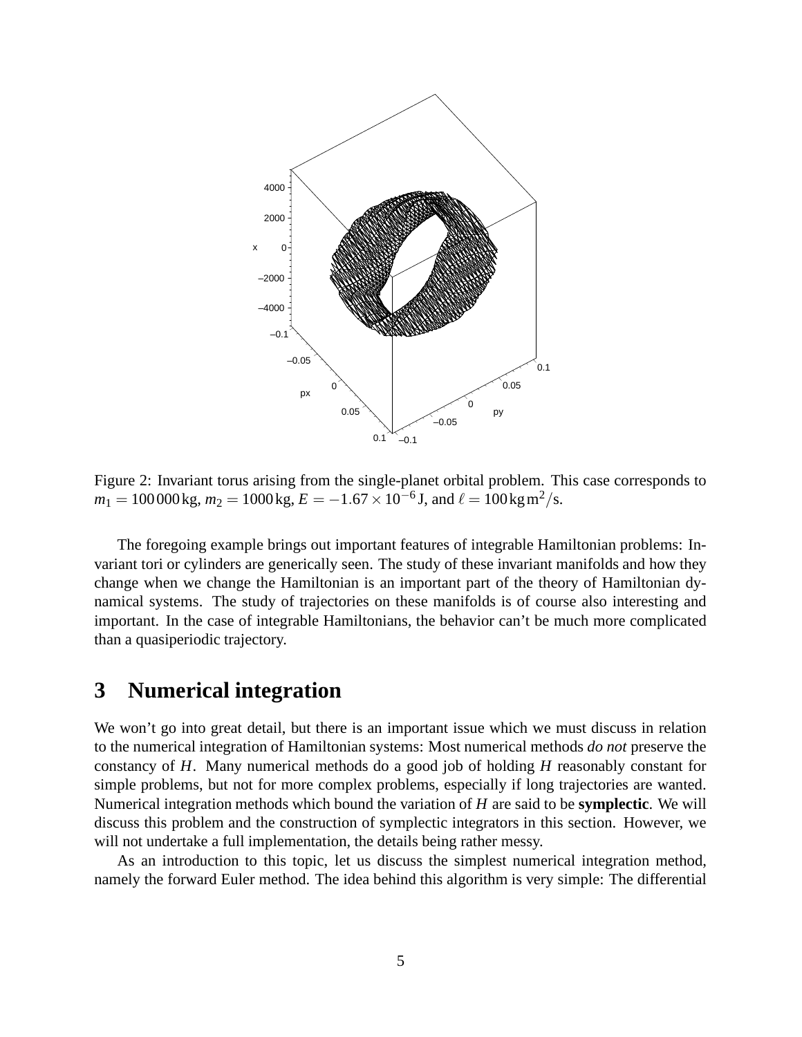Figure 2: Invariant torus arising from the single-planet orbital problem. This case corresponds to $m_1 = 100\,000\,\text{kg}$, $m_2 = 1000\,\text{kg}$, $E = -1.67 \times 10^{-6}\,\text{J}$, and $\ell = 100\,\text{kg}\,\text{m}^2/\text{s}$.

The foregoing example brings out important features of integrable Hamiltonian problems: Invariant tori or cylinders are generically seen. The study of these invariant manifolds and how they change when we change the Hamiltonian is an important part of the theory of Hamiltonian dynamical systems. The study of trajectories on these manifolds is of course also interesting and important. In the case of integrable Hamiltonians, the behavior can't be much more complicated than a quasiperiodic trajectory.

# 3 Numerical integration

We won't go into great detail, but there is an important issue which we must discuss in relation to the numerical integration of Hamiltonian systems: Most numerical methods *do not* preserve the constancy of $H$. Many numerical methods do a good job of holding $H$ reasonably constant for simple problems, but not for more complex problems, especially if long trajectories are wanted. Numerical integration methods which bound the variation of $H$ are said to be **symplectic**. We will discuss this problem and the construction of symplectic integrators in this section. However, we will not undertake a full implementation, the details being rather messy.

As an introduction to this topic, let us discuss the simplest numerical integration method, namely the forward Euler method. The idea behind this algorithm is very simple: The differential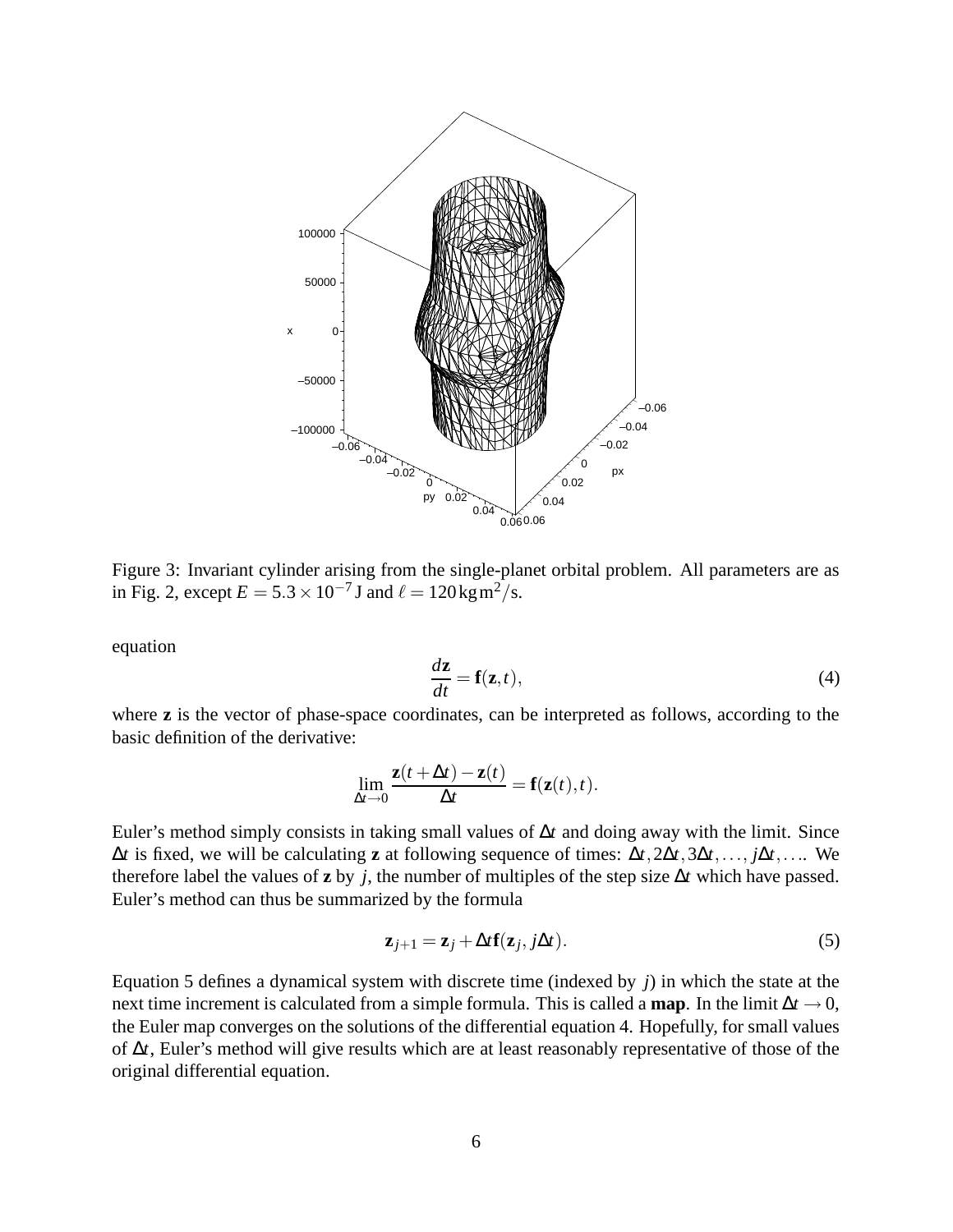Figure 3: Invariant cylinder arising from the single-planet orbital problem. All parameters are as in Fig. 2, except $E = 5.3\times10^{-7}$ J and $\ell = 120\,\mathrm{kg\,m^2/s}$.

equation

$$\frac{d\mathbf{z}}{dt} = \mathbf{f}(\mathbf{z},t), \tag{4}$$

where $\mathbf{z}$ is the vector of phase-space coordinates, can be interpreted as follows, according to the basic definition of the derivative:

$$\lim_{\Delta t\to 0}\frac{\mathbf{z}(t+\Delta t)-\mathbf{z}(t)}{\Delta t} = \mathbf{f}(\mathbf{z}(t),t).$$

Euler's method simply consists in taking small values of $\Delta t$ and doing away with the limit. Since $\Delta t$ is fixed, we will be calculating $\mathbf{z}$ at following sequence of times: $\Delta t, 2\Delta t, 3\Delta t, \ldots, j\Delta t, \ldots$. We therefore label the values of $\mathbf{z}$ by $j$, the number of multiples of the step size $\Delta t$ which have passed. Euler's method can thus be summarized by the formula

$$\mathbf{z}_{j+1} = \mathbf{z}_j + \Delta t\,\mathbf{f}(\mathbf{z}_j, j\Delta t). \tag{5}$$

Equation 5 defines a dynamical system with discrete time (indexed by $j$) in which the state at the next time increment is calculated from a simple formula. This is called a **map**. In the limit $\Delta t \to 0$, the Euler map converges on the solutions of the differential equation 4. Hopefully, for small values of $\Delta t$, Euler's method will give results which are at least reasonably representative of those of the original differential equation.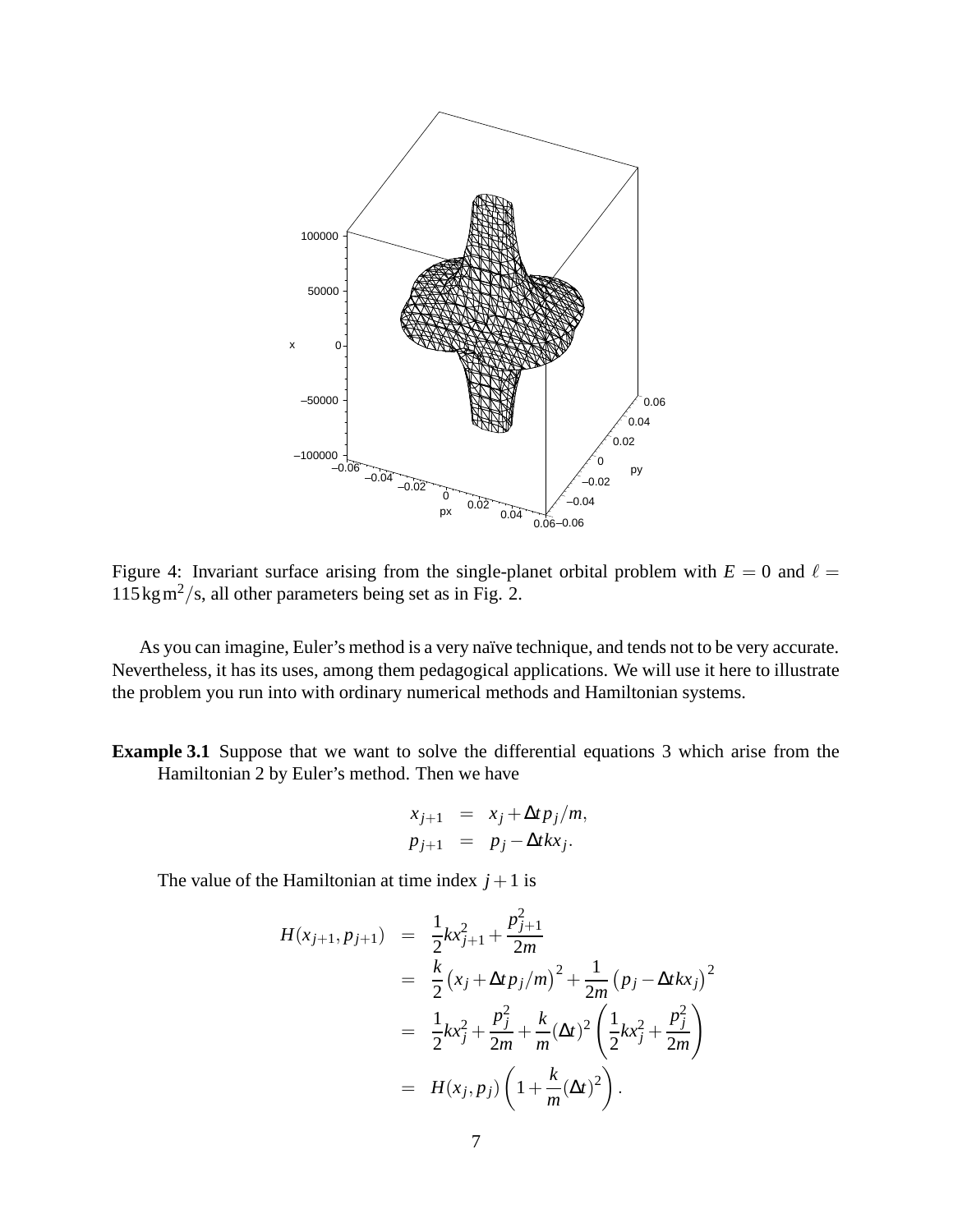Figure 4: Invariant surface arising from the single-planet orbital problem with $E = 0$ and $\ell = 115\,\mathrm{kg\,m^2/s}$, all other parameters being set as in Fig. 2.

As you can imagine, Euler's method is a very naïve technique, and tends not to be very accurate. Nevertheless, it has its uses, among them pedagogical applications. We will use it here to illustrate the problem you run into with ordinary numerical methods and Hamiltonian systems.

**Example 3.1** Suppose that we want to solve the differential equations 3 which arise from the Hamiltonian 2 by Euler's method. Then we have

$$
\begin{aligned}
x_{j+1} &= x_j + \Delta t\, p_j/m, \\
p_{j+1} &= p_j - \Delta t\, k x_j.
\end{aligned}
$$

The value of the Hamiltonian at time index $j+1$ is

$$
\begin{aligned}
H(x_{j+1}, p_{j+1}) &= \frac{1}{2}kx_{j+1}^2 + \frac{p_{j+1}^2}{2m} \\
&= \frac{k}{2}\left(x_j + \Delta t\, p_j/m\right)^2 + \frac{1}{2m}\left(p_j - \Delta t\, k x_j\right)^2 \\
&= \frac{1}{2}kx_j^2 + \frac{p_j^2}{2m} + \frac{k}{m}(\Delta t)^2\left(\frac{1}{2}kx_j^2 + \frac{p_j^2}{2m}\right) \\
&= H(x_j, p_j)\left(1 + \frac{k}{m}(\Delta t)^2\right).
\end{aligned}
$$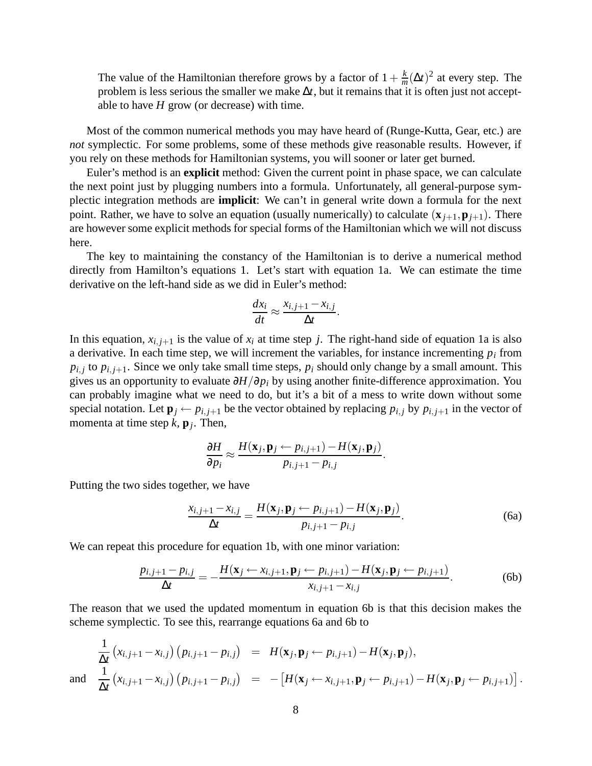> The value of the Hamiltonian therefore grows by a factor of $1 + \frac{k}{m}(\Delta t)^2$ at every step. The problem is less serious the smaller we make $\Delta t$, but it remains that it is often just not acceptable to have $H$ grow (or decrease) with time.

Most of the common numerical methods you may have heard of (Runge-Kutta, Gear, etc.) are *not* symplectic. For some problems, some of these methods give reasonable results. However, if you rely on these methods for Hamiltonian systems, you will sooner or later get burned.

Euler's method is an **explicit** method: Given the current point in phase space, we can calculate the next point just by plugging numbers into a formula. Unfortunately, all general-purpose symplectic integration methods are **implicit**: We can't in general write down a formula for the next point. Rather, we have to solve an equation (usually numerically) to calculate $(\mathbf{x}_{j+1}, \mathbf{p}_{j+1})$. There are however some explicit methods for special forms of the Hamiltonian which we will not discuss here.

The key to maintaining the constancy of the Hamiltonian is to derive a numerical method directly from Hamilton's equations 1. Let's start with equation 1a. We can estimate the time derivative on the left-hand side as we did in Euler's method:

$$\frac{dx_i}{dt} \approx \frac{x_{i,j+1} - x_{i,j}}{\Delta t}.$$

In this equation, $x_{i,j+1}$ is the value of $x_i$ at time step $j$. The right-hand side of equation 1a is also a derivative. In each time step, we will increment the variables, for instance incrementing $p_i$ from $p_{i,j}$ to $p_{i,j+1}$. Since we only take small time steps, $p_i$ should only change by a small amount. This gives us an opportunity to evaluate $\partial H/\partial p_i$ by using another finite-difference approximation. You can probably imagine what we need to do, but it's a bit of a mess to write down without some special notation. Let $\mathbf{p}_j \leftarrow p_{i,j+1}$ be the vector obtained by replacing $p_{i,j}$ by $p_{i,j+1}$ in the vector of momenta at time step $k$, $\mathbf{p}_j$. Then,

$$\frac{\partial H}{\partial p_i} \approx \frac{H(\mathbf{x}_j, \mathbf{p}_j \leftarrow p_{i,j+1}) - H(\mathbf{x}_j, \mathbf{p}_j)}{p_{i,j+1} - p_{i,j}}.$$

Putting the two sides together, we have

$$\frac{x_{i,j+1} - x_{i,j}}{\Delta t} = \frac{H(\mathbf{x}_j, \mathbf{p}_j \leftarrow p_{i,j+1}) - H(\mathbf{x}_j, \mathbf{p}_j)}{p_{i,j+1} - p_{i,j}}. \tag{6a}$$

We can repeat this procedure for equation 1b, with one minor variation:

$$\frac{p_{i,j+1} - p_{i,j}}{\Delta t} = -\frac{H(\mathbf{x}_j \leftarrow x_{i,j+1}, \mathbf{p}_j \leftarrow p_{i,j+1}) - H(\mathbf{x}_j, \mathbf{p}_j \leftarrow p_{i,j+1})}{x_{i,j+1} - x_{i,j}}. \tag{6b}$$

The reason that we used the updated momentum in equation 6b is that this decision makes the scheme symplectic. To see this, rearrange equations 6a and 6b to

$$\frac{1}{\Delta t}\left(x_{i,j+1} - x_{i,j}\right)\left(p_{i,j+1} - p_{i,j}\right) = H(\mathbf{x}_j, \mathbf{p}_j \leftarrow p_{i,j+1}) - H(\mathbf{x}_j, \mathbf{p}_j),$$

and

$$\frac{1}{\Delta t}\left(x_{i,j+1} - x_{i,j}\right)\left(p_{i,j+1} - p_{i,j}\right) = -\left[H(\mathbf{x}_j \leftarrow x_{i,j+1}, \mathbf{p}_j \leftarrow p_{i,j+1}) - H(\mathbf{x}_j, \mathbf{p}_j \leftarrow p_{i,j+1})\right].$$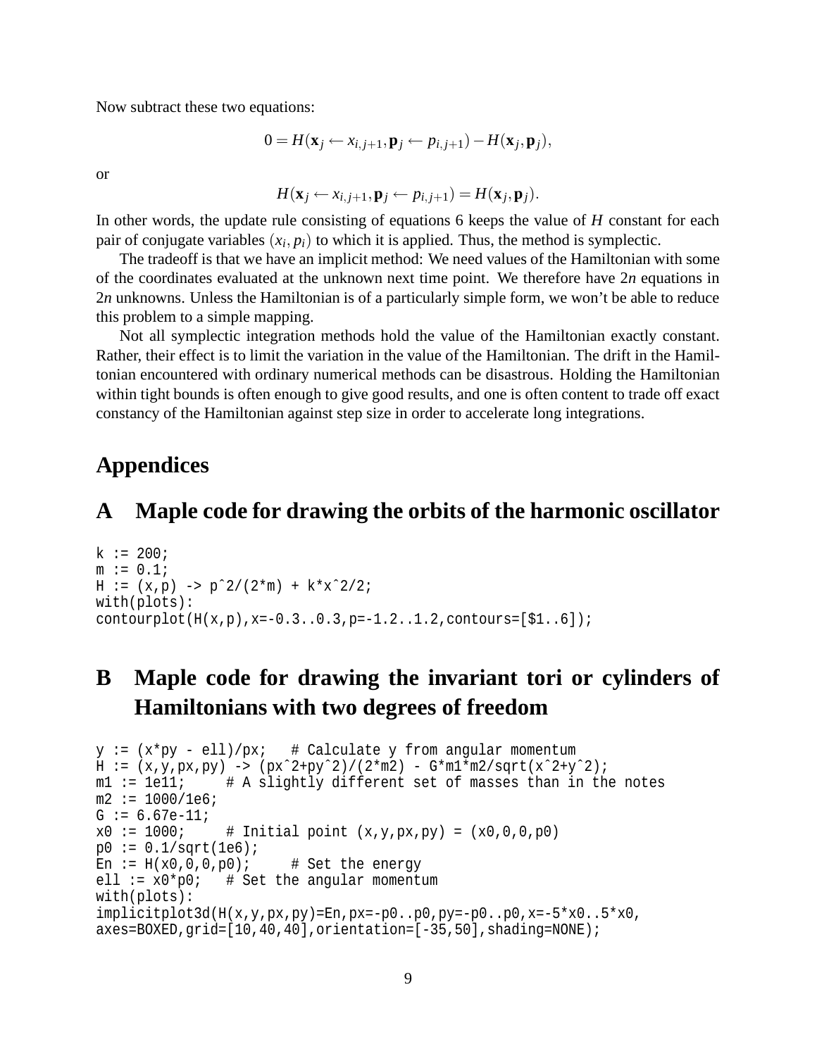Now subtract these two equations:

$$0 = H(\mathbf{x}_j \leftarrow x_{i,j+1}, \mathbf{p}_j \leftarrow p_{i,j+1}) - H(\mathbf{x}_j, \mathbf{p}_j),$$

or

$$H(\mathbf{x}_j \leftarrow x_{i,j+1}, \mathbf{p}_j \leftarrow p_{i,j+1}) = H(\mathbf{x}_j, \mathbf{p}_j).$$

In other words, the update rule consisting of equations 6 keeps the value of $H$ constant for each pair of conjugate variables $(x_i, p_i)$ to which it is applied. Thus, the method is symplectic.

The tradeoff is that we have an implicit method: We need values of the Hamiltonian with some of the coordinates evaluated at the unknown next time point. We therefore have $2n$ equations in $2n$ unknowns. Unless the Hamiltonian is of a particularly simple form, we won't be able to reduce this problem to a simple mapping.

Not all symplectic integration methods hold the value of the Hamiltonian exactly constant. Rather, their effect is to limit the variation in the value of the Hamiltonian. The drift in the Hamiltonian encountered with ordinary numerical methods can be disastrous. Holding the Hamiltonian within tight bounds is often enough to give good results, and one is often content to trade off exact constancy of the Hamiltonian against step size in order to accelerate long integrations.

# Appendices

## A Maple code for drawing the orbits of the harmonic oscillator

```
k := 200;
m := 0.1;
H := (x,p) -> p^2/(2*m) + k*x^2/2;
with(plots):
contourplot(H(x,p),x=-0.3..0.3,p=-1.2..1.2,contours=[$1..6]);
```

## B Maple code for drawing the invariant tori or cylinders of Hamiltonians with two degrees of freedom

```
y := (x*py - ell)/px;   # Calculate y from angular momentum
H := (x,y,px,py) -> (px^2+py^2)/(2*m2) - G*m1*m2/sqrt(x^2+y^2);
m1 := 1e11;     # A slightly different set of masses than in the notes
m2 := 1000/1e6;
G := 6.67e-11;
x0 := 1000;     # Initial point (x,y,px,py) = (x0,0,0,p0)
p0 := 0.1/sqrt(1e6);
En := H(x0,0,0,p0);     # Set the energy
ell := x0*p0;   # Set the angular momentum
with(plots):
implicitplot3d(H(x,y,px,py)=En,px=-p0..p0,py=-p0..p0,x=-5*x0..5*x0,
axes=BOXED,grid=[10,40,40],orientation=[-35,50],shading=NONE);
```